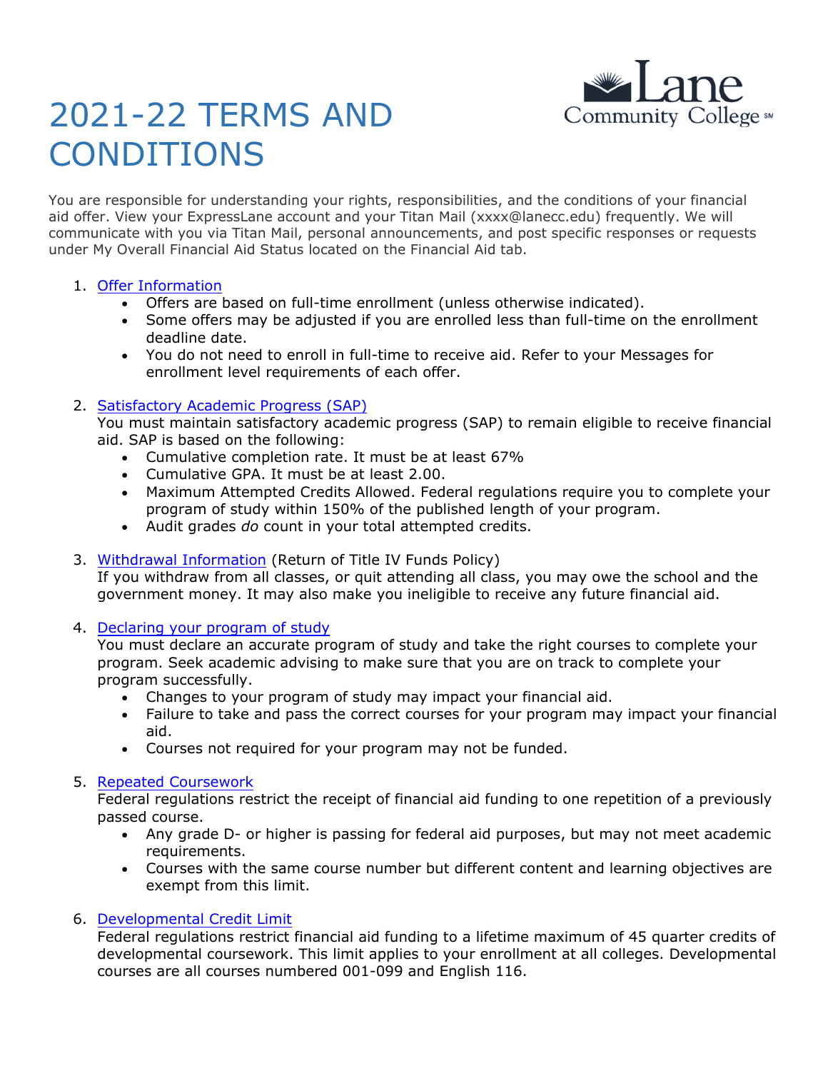# 2021-22 TERMS AND CONDITIONS

You are responsible for understanding your rights, responsibilities, and the conditions of your financial aid offer. View your ExpressLane account and your Titan Mail (xxxx@lanecc.edu) frequently. We will communicate with you via Titan Mail, personal announcements, and post specific responses or requests under My Overall Financial Aid Status located on the Financial Aid tab.

1. Offer Information
   - Offers are based on full-time enrollment (unless otherwise indicated).
   - Some offers may be adjusted if you are enrolled less than full-time on the enrollment deadline date.
   - You do not need to enroll in full-time to receive aid. Refer to your Messages for enrollment level requirements of each offer.

2. Satisfactory Academic Progress (SAP)
   You must maintain satisfactory academic progress (SAP) to remain eligible to receive financial aid. SAP is based on the following:
   - Cumulative completion rate. It must be at least 67%
   - Cumulative GPA. It must be at least 2.00.
   - Maximum Attempted Credits Allowed. Federal regulations require you to complete your program of study within 150% of the published length of your program.
   - Audit grades *do* count in your total attempted credits.

3. Withdrawal Information (Return of Title IV Funds Policy)
   If you withdraw from all classes, or quit attending all class, you may owe the school and the government money. It may also make you ineligible to receive any future financial aid.

4. Declaring your program of study
   You must declare an accurate program of study and take the right courses to complete your program. Seek academic advising to make sure that you are on track to complete your program successfully.
   - Changes to your program of study may impact your financial aid.
   - Failure to take and pass the correct courses for your program may impact your financial aid.
   - Courses not required for your program may not be funded.

5. Repeated Coursework
   Federal regulations restrict the receipt of financial aid funding to one repetition of a previously passed course.
   - Any grade D- or higher is passing for federal aid purposes, but may not meet academic requirements.
   - Courses with the same course number but different content and learning objectives are exempt from this limit.

6. Developmental Credit Limit
   Federal regulations restrict financial aid funding to a lifetime maximum of 45 quarter credits of developmental coursework. This limit applies to your enrollment at all colleges. Developmental courses are all courses numbered 001-099 and English 116.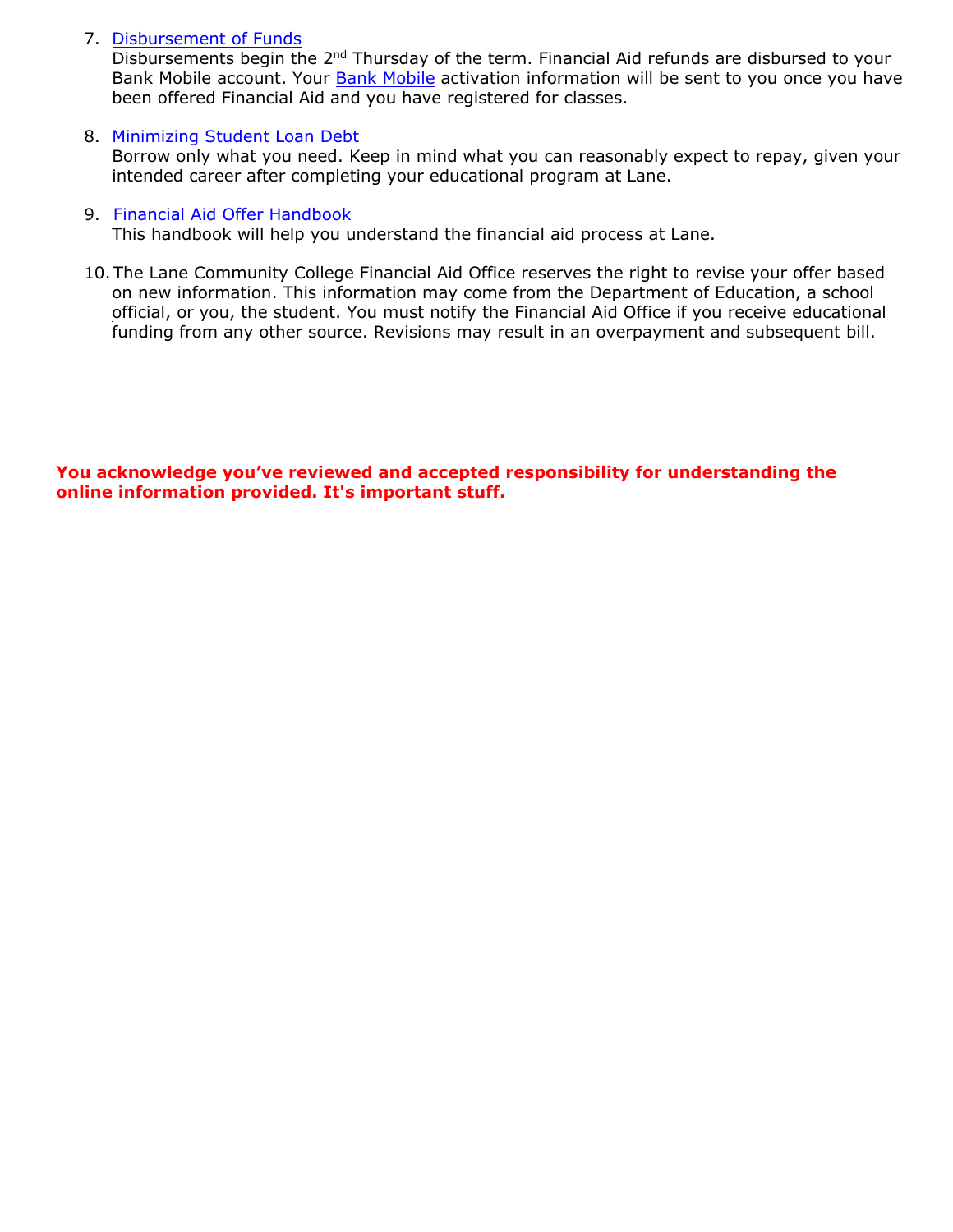7. Disbursement of Funds
   Disbursements begin the 2nd Thursday of the term. Financial Aid refunds are disbursed to your Bank Mobile account. Your Bank Mobile activation information will be sent to you once you have been offered Financial Aid and you have registered for classes.

8. Minimizing Student Loan Debt
   Borrow only what you need. Keep in mind what you can reasonably expect to repay, given your intended career after completing your educational program at Lane.

9. Financial Aid Offer Handbook
   This handbook will help you understand the financial aid process at Lane.

10. The Lane Community College Financial Aid Office reserves the right to revise your offer based on new information. This information may come from the Department of Education, a school official, or you, the student. You must notify the Financial Aid Office if you receive educational funding from any other source. Revisions may result in an overpayment and subsequent bill.

**You acknowledge you've reviewed and accepted responsibility for understanding the online information provided. It's important stuff.**